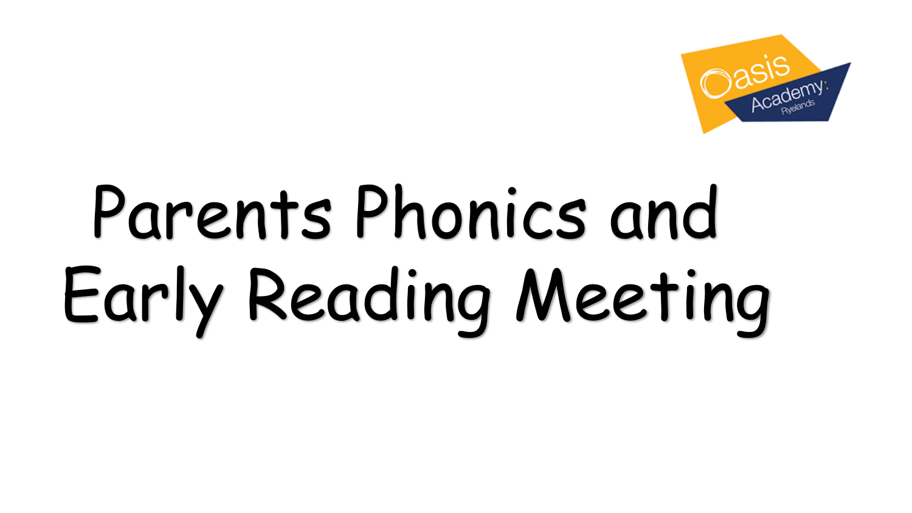# Parents Phonics and Early Reading Meeting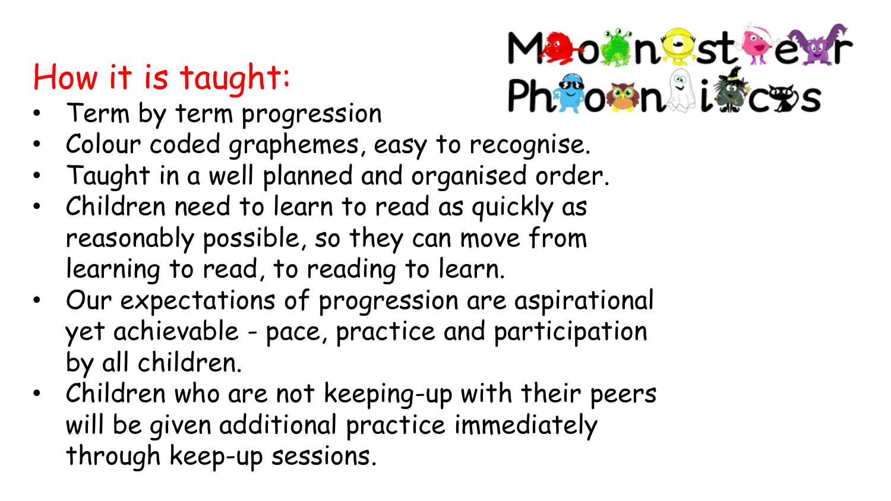# How it is taught:

Monster Phonics

- Term by term progression
- Colour coded graphemes, easy to recognise.
- Taught in a well planned and organised order.
- Children need to learn to read as quickly as reasonably possible, so they can move from learning to read, to reading to learn.
- Our expectations of progression are aspirational yet achievable - pace, practice and participation by all children.
- Children who are not keeping-up with their peers will be given additional practice immediately through keep-up sessions.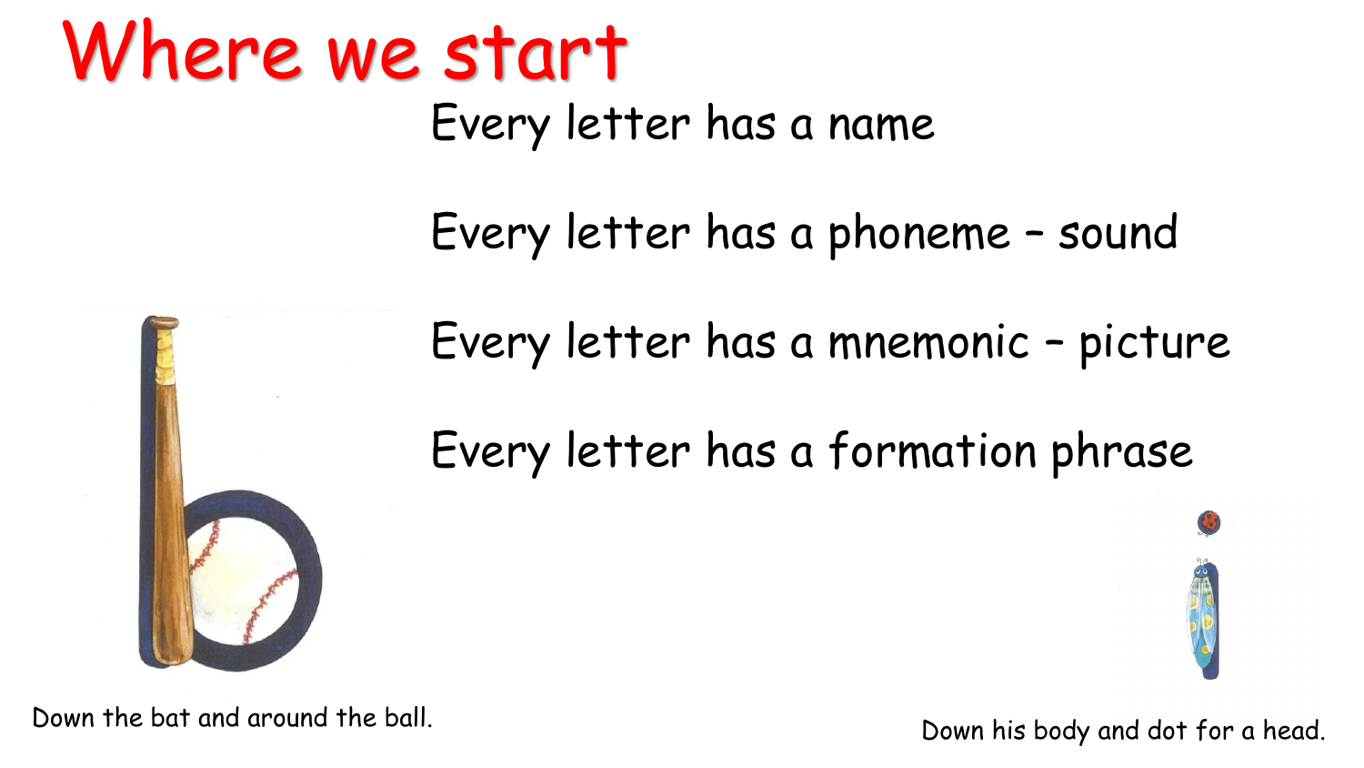# Where we start

Every letter has a name

Every letter has a phoneme – sound

Every letter has a mnemonic – picture

Every letter has a formation phrase

Down the bat and around the ball.

Down his body and dot for a head.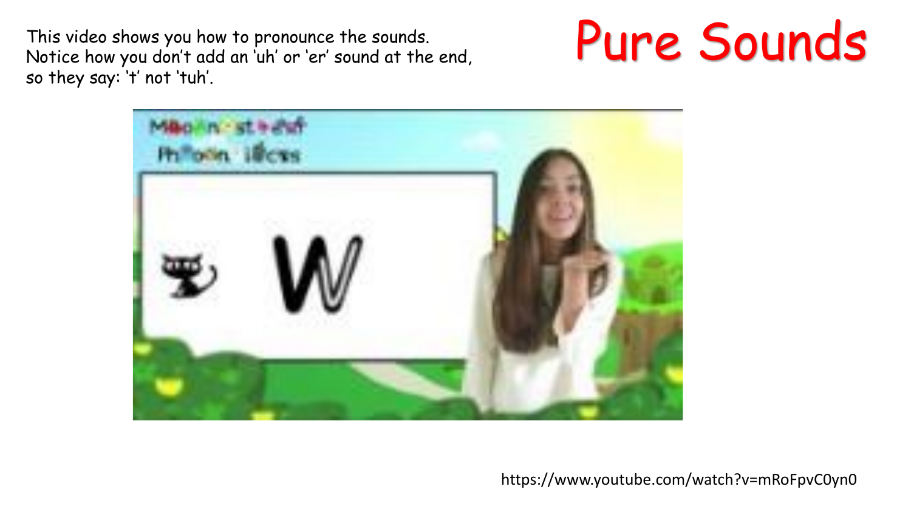# Pure Sounds

This video shows you how to pronounce the sounds.
Notice how you don't add an 'uh' or 'er' sound at the end, so they say: 't' not 'tuh'.

https://www.youtube.com/watch?v=mRoFpvC0yn0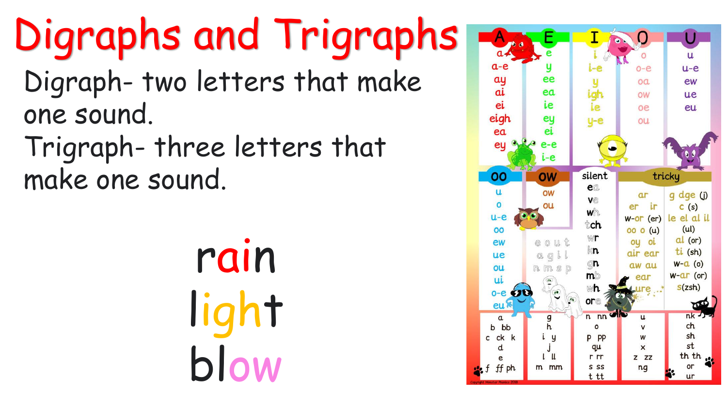# Digraphs and Trigraphs

Digraph- two letters that make one sound.

Trigraph- three letters that make one sound.

rain

light

blow

| A | E | I | O | U |
| --- | --- | --- | --- | --- |
| a | e | i | o | u |
| a-e | y | i-e | o-e | u-e |
| ay | ee | y | oa | ew |
| ai | ea | igh | ow | ue |
| ei | ie | ie | oe | eu |
| eigh | ey | y-e | ou | |
| ea | ei | | | |
| ey | e-e | | | |
| | i-e | | | |

| oo | ow | silent | tricky | |
| --- | --- | --- | --- | --- |
| u | ow | ea | ar | g dge (j) |
| o | ou | ve | er ir | c (s) |
| u-e | | wh | w-or (er) | le el al il (ul) |
| oo | | tch | oo o (u) | al (or) |
| ew | e o u t | wr | oy oi | ti (sh) |
| ue | a g i l | kn | air ear | w-a (o) |
| ou | n m s p | gn | aw au | w-ar (or) |
| ui | | mb | ear | s(zsh) |
| o-e | | wh | ure | |
| eu | | ore | | |

| | | | | |
| --- | --- | --- | --- | --- |
| a | g | n nn | u | nk |
| b bb | h | o | v | ch |
| c ck k | i y | p pp | w | sh |
| d | j | qu | x | st |
| e | l ll | r rr | z zz | th th |
| f ff ph | m mm | s ss | ng | or |
| | | t tt | | ur |

Copyright Monster Phonics 2018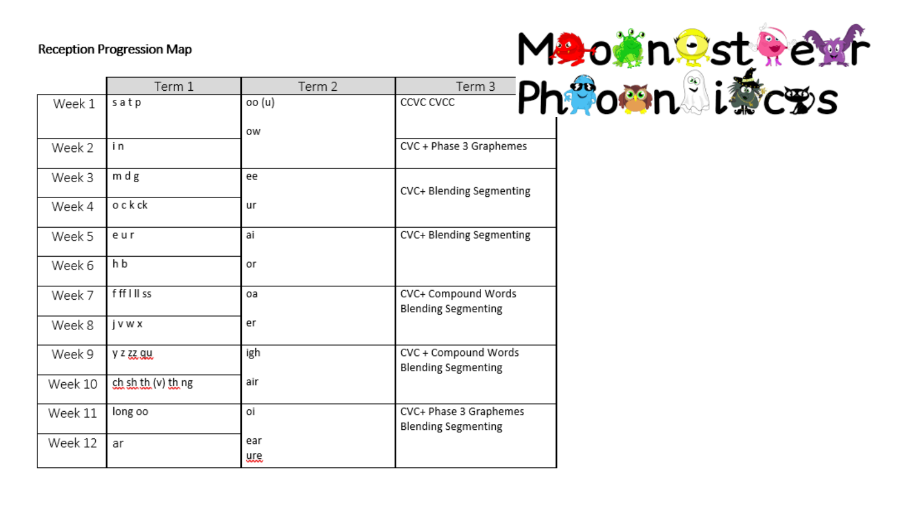Reception Progression Map

Monster Phonics

| | Term 1 | Term 2 | Term 3 |
|---|---|---|---|
| Week 1 | s a t p | oo (u) ow | CCVC CVCC |
| Week 2 | i n | | CVC + Phase 3 Graphemes |
| Week 3 | m d g | ee | CVC+ Blending Segmenting |
| Week 4 | o c k ck | ur | |
| Week 5 | e u r | ai | CVC+ Blending Segmenting |
| Week 6 | h b | or | |
| Week 7 | f ff l ll ss | oa | CVC+ Compound Words Blending Segmenting |
| Week 8 | j v w x | er | |
| Week 9 | y z zz qu | igh | CVC + Compound Words Blending Segmenting |
| Week 10 | ch sh th (v) th ng | air | |
| Week 11 | long oo | oi | CVC+ Phase 3 Graphemes Blending Segmenting |
| Week 12 | ar | ear ure | |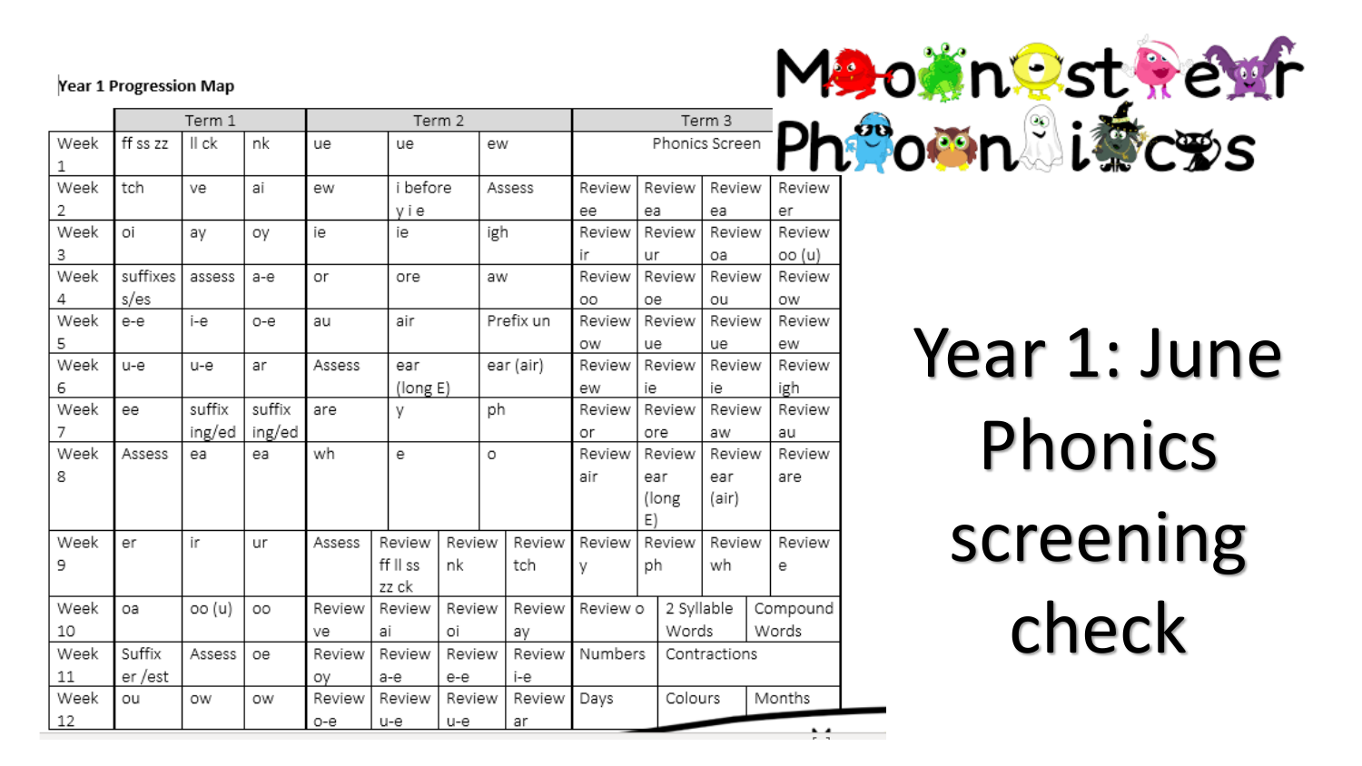# Year 1: June Phonics screening check

Monster Phonics

**Year 1 Progression Map**

| | Term 1 | | | Term 2 | | | | Term 3 | | | |
|---|---|---|---|---|---|---|---|---|---|---|---|
| Week 1 | ff ss zz | ll ck | nk | ue | ue | ew | | Phonics Screen | | | |
| Week 2 | tch | ve | ai | ew | i before y i e | Assess | | Review ee | Review ea | Review ea | Review er |
| Week 3 | oi | ay | oy | ie | ie | igh | | Review ir | Review ur | Review oa | Review oo (u) |
| Week 4 | suffixes s/es | assess | a-e | or | ore | aw | | Review oo | Review oe | Review ou | Review ow |
| Week 5 | e-e | i-e | o-e | au | air | Prefix un | | Review ow | Review ue | Review ue | Review ew |
| Week 6 | u-e | u-e | ar | Assess | ear (long E) | ear (air) | | Review ew | Review ie | Review ie | Review igh |
| Week 7 | ee | suffix ing/ed | suffix ing/ed | are | y | ph | | Review or | Review ore | Review aw | Review au |
| Week 8 | Assess | ea | ea | wh | e | o | | Review air | Review ear (long E) | Review ear (air) | Review are |
| Week 9 | er | ir | ur | Assess | Review ff ll ss zz ck | Review nk | Review tch | Review y | Review ph | Review wh | Review e |
| Week 10 | oa | oo (u) | oo | Review ve | Review ai | Review oi | Review ay | Review o | 2 Syllable Words | Compound Words | |
| Week 11 | Suffix er /est | Assess | oe | Review oy | Review a-e | Review e-e | Review i-e | Numbers | Contractions | | |
| Week 12 | ou | ow | ow | Review o-e | Review u-e | Review u-e | Review ar | Days | Colours | Months | |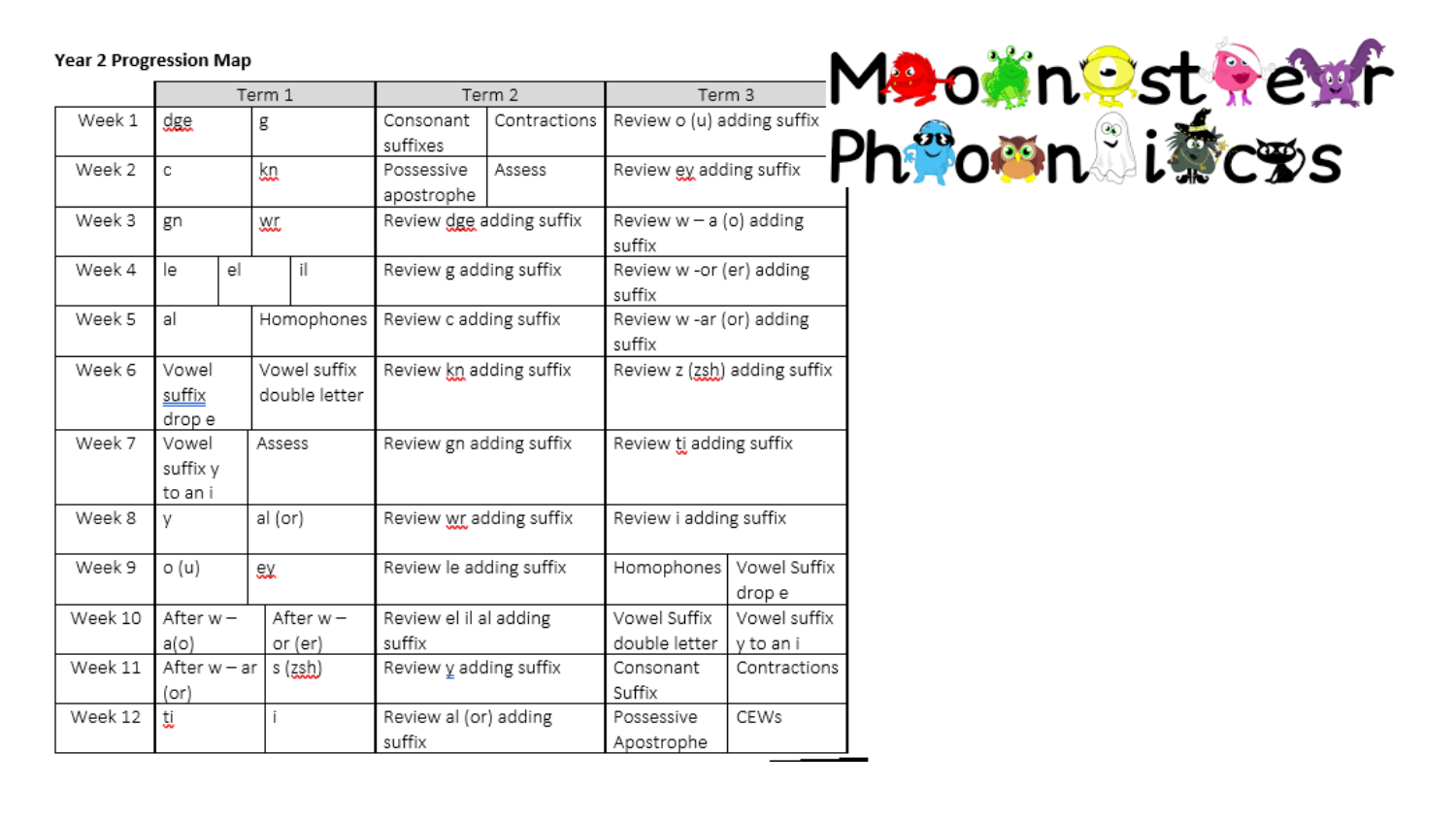**Year 2 Progression Map**

Monster Phonics

| | Term 1 | | | Term 2 | | Term 3 | |
|---|---|---|---|---|---|---|---|
| Week 1 | dge | g | | Consonant suffixes | Contractions | Review o (u) adding suffix | |
| Week 2 | c | kn | | Possessive apostrophe | Assess | Review ey adding suffix | |
| Week 3 | gn | wr | | Review dge adding suffix | | Review w – a (o) adding suffix | |
| Week 4 | le | el | il | Review g adding suffix | | Review w -or (er) adding suffix | |
| Week 5 | al | Homophones | | Review c adding suffix | | Review w -ar (or) adding suffix | |
| Week 6 | Vowel suffix drop e | Vowel suffix double letter | | Review kn adding suffix | | Review z (zsh) adding suffix | |
| Week 7 | Vowel suffix y to an i | Assess | | Review gn adding suffix | | Review ti adding suffix | |
| Week 8 | y | al (or) | | Review wr adding suffix | | Review i adding suffix | |
| Week 9 | o (u) | ey | | Review le adding suffix | | Homophones | Vowel Suffix drop e |
| Week 10 | After w – a(o) | After w – or (er) | | Review el il al adding suffix | | Vowel Suffix double letter | Vowel suffix y to an i |
| Week 11 | After w – ar (or) | s (zsh) | | Review y adding suffix | | Consonant Suffix | Contractions |
| Week 12 | ti | i | | Review al (or) adding suffix | | Possessive Apostrophe | CEWs |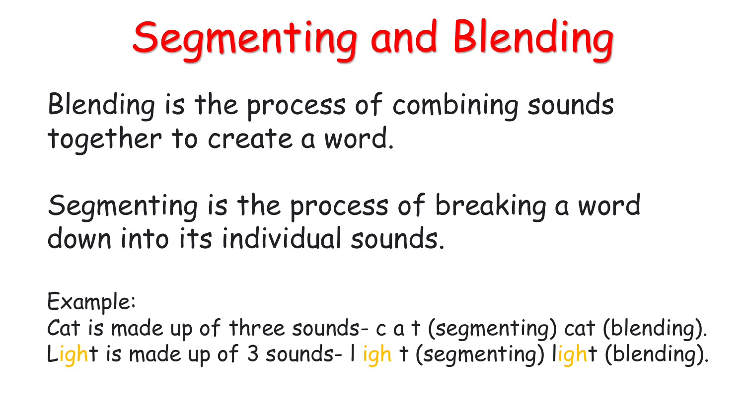# Segmenting and Blending

Blending is the process of combining sounds together to create a word.

Segmenting is the process of breaking a word down into its individual sounds.

Example:
Cat is made up of three sounds- c a t (segmenting) cat (blending).
Light is made up of 3 sounds- l igh t (segmenting) light (blending).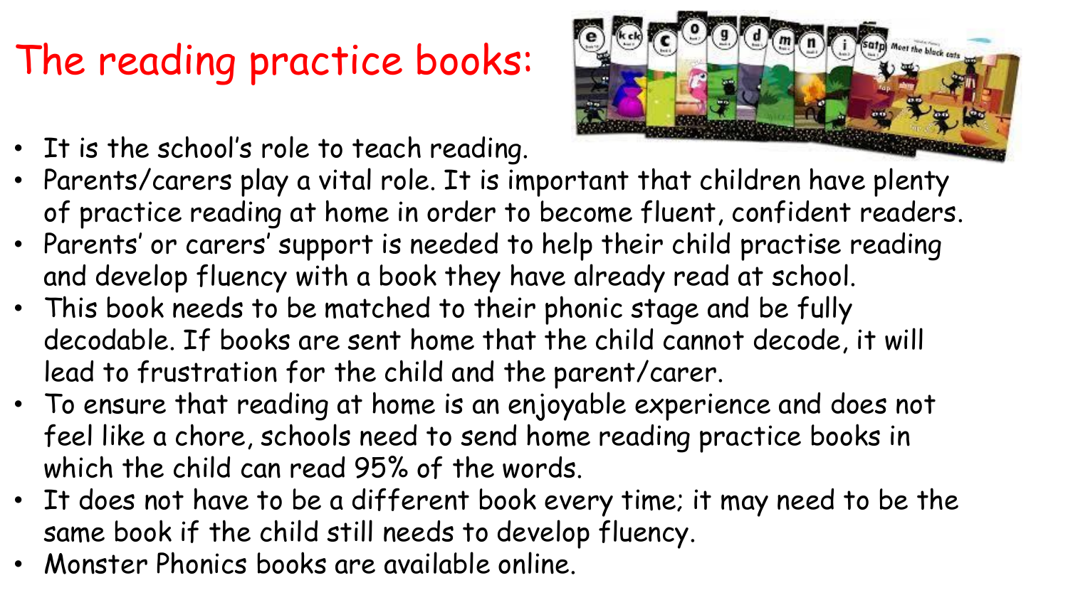# The reading practice books:

- It is the school's role to teach reading.
- Parents/carers play a vital role. It is important that children have plenty of practice reading at home in order to become fluent, confident readers.
- Parents' or carers' support is needed to help their child practise reading and develop fluency with a book they have already read at school.
- This book needs to be matched to their phonic stage and be fully decodable. If books are sent home that the child cannot decode, it will lead to frustration for the child and the parent/carer.
- To ensure that reading at home is an enjoyable experience and does not feel like a chore, schools need to send home reading practice books in which the child can read 95% of the words.
- It does not have to be a different book every time; it may need to be the same book if the child still needs to develop fluency.
- Monster Phonics books are available online.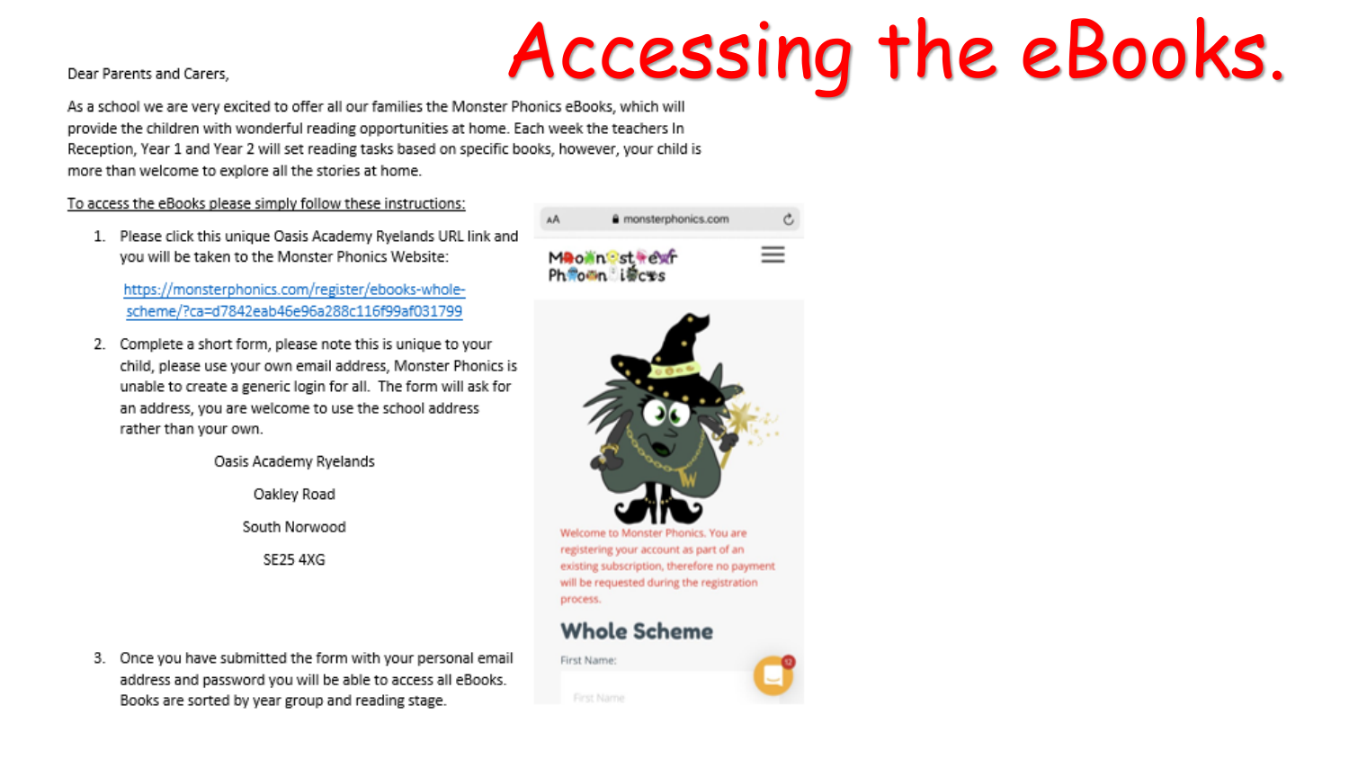# Accessing the eBooks.

Dear Parents and Carers,

As a school we are very excited to offer all our families the Monster Phonics eBooks, which will provide the children with wonderful reading opportunities at home. Each week the teachers In Reception, Year 1 and Year 2 will set reading tasks based on specific books, however, your child is more than welcome to explore all the stories at home.

To access the eBooks please simply follow these instructions:

1. Please click this unique Oasis Academy Ryelands URL link and you will be taken to the Monster Phonics Website:

   https://monsterphonics.com/register/ebooks-whole-scheme/?ca=d7842eab46e96a288c116f99af031799

2. Complete a short form, please note this is unique to your child, please use your own email address, Monster Phonics is unable to create a generic login for all. The form will ask for an address, you are welcome to use the school address rather than your own.

   Oasis Academy Ryelands

   Oakley Road

   South Norwood

   SE25 4XG

3. Once you have submitted the form with your personal email address and password you will be able to access all eBooks. Books are sorted by year group and reading stage.

monsterphonics.com

Monster Phonics

Welcome to Monster Phonics. You are registering your account as part of an existing subscription, therefore no payment will be requested during the registration process.

## Whole Scheme

First Name: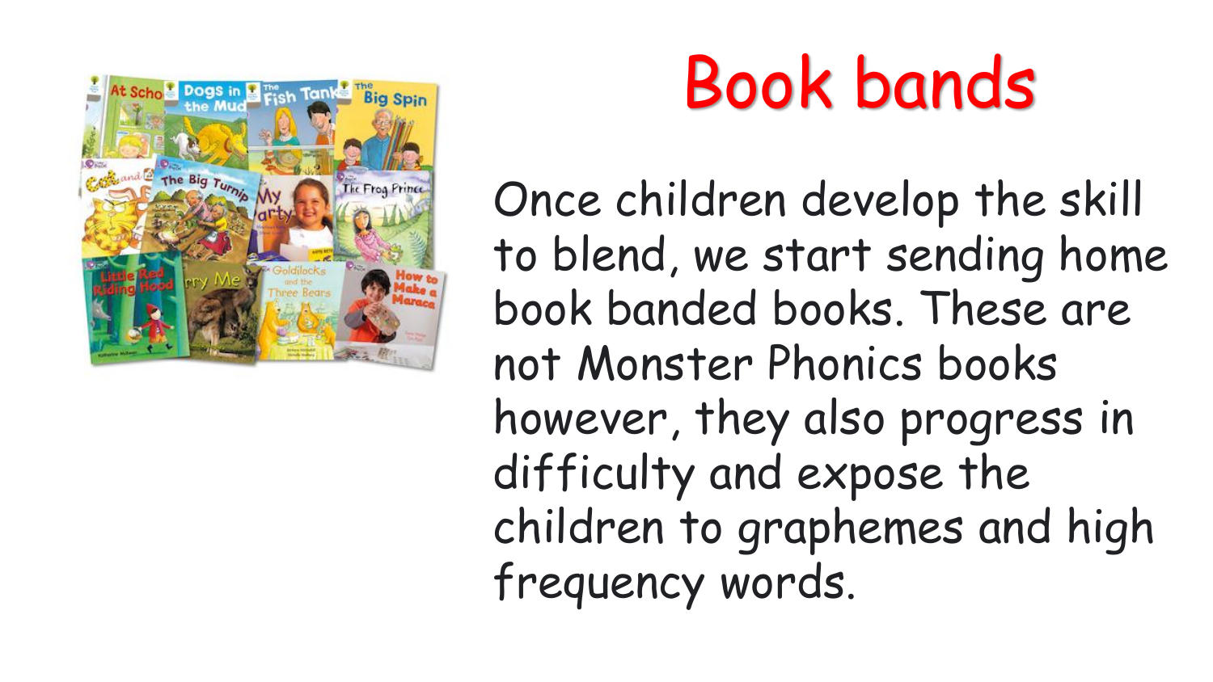# Book bands

Once children develop the skill to blend, we start sending home book banded books. These are not Monster Phonics books however, they also progress in difficulty and expose the children to graphemes and high frequency words.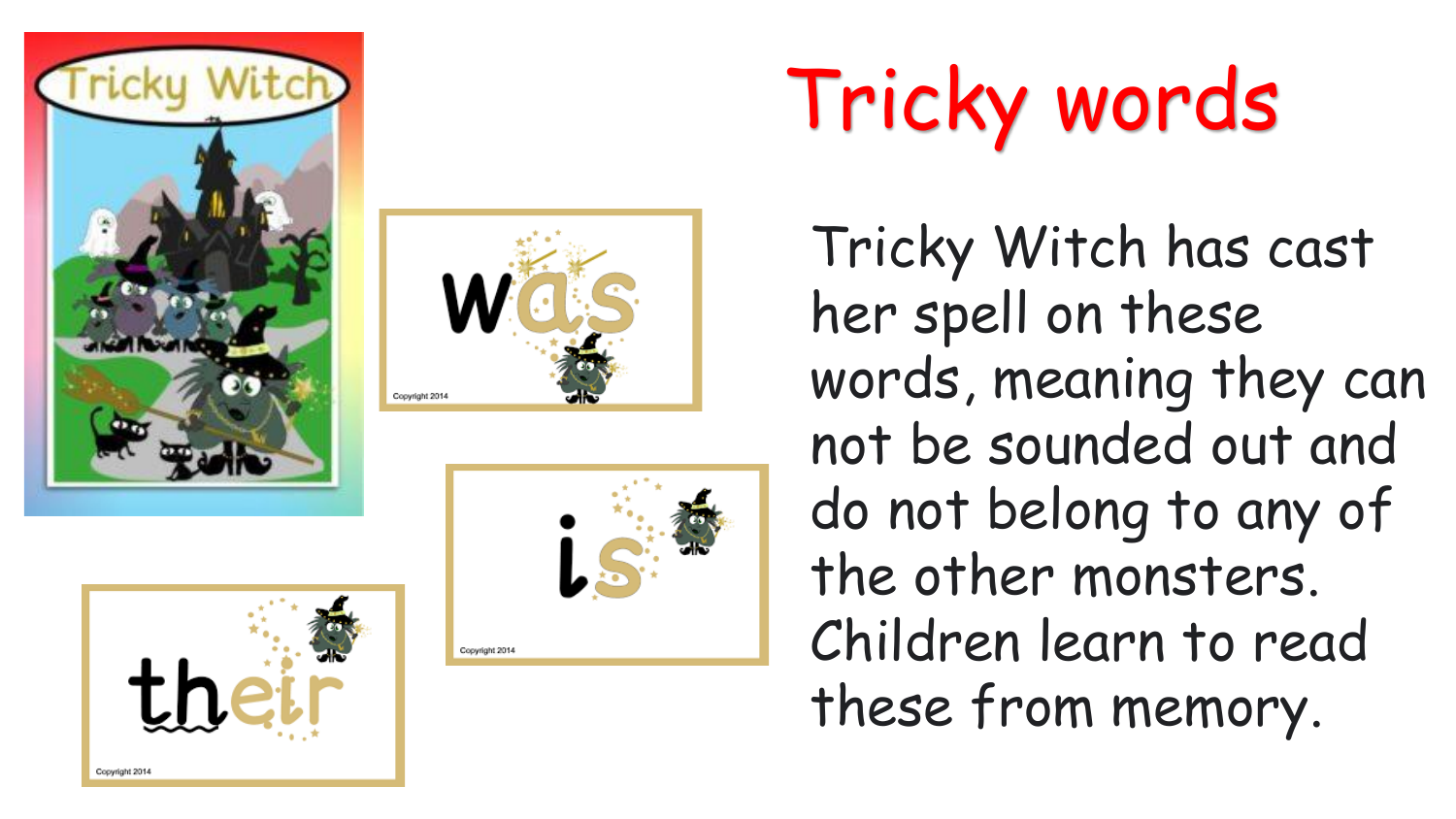# Tricky words

Tricky Witch has cast her spell on these words, meaning they can not be sounded out and do not belong to any of the other monsters. Children learn to read these from memory.